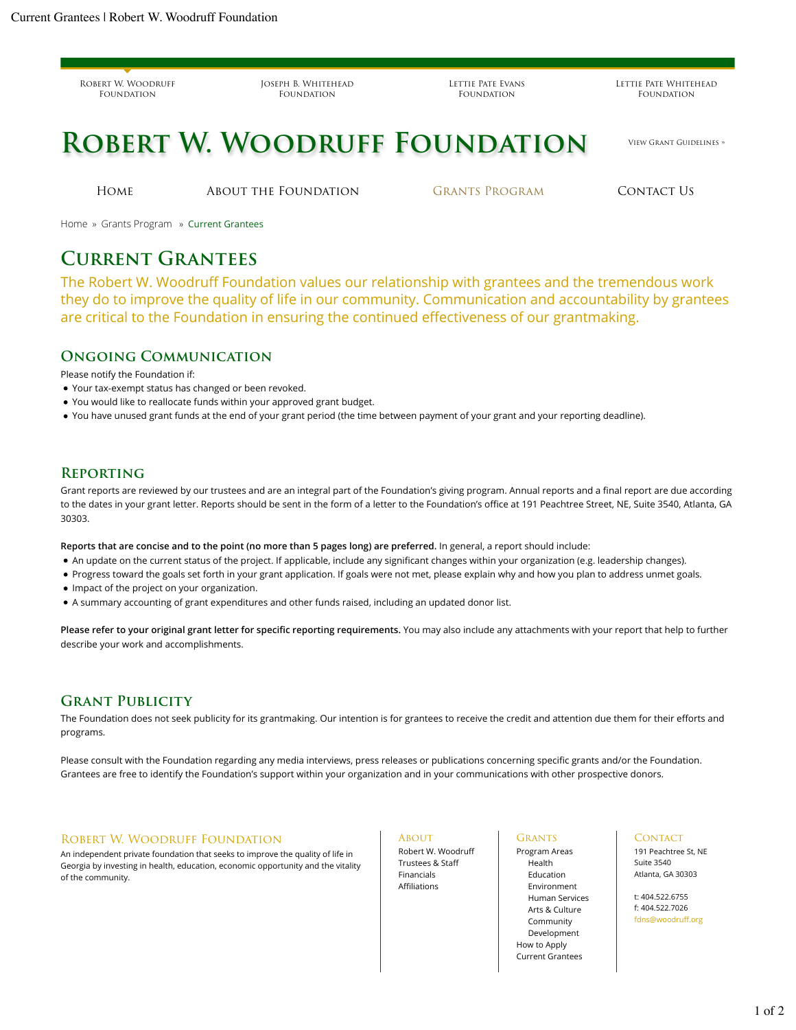Current Grantees | Robert W. Woodruff Foundation

Robert W. Woodruff Foundation | Joseph B. Whitehead Foundation | Lettie Pate Evans Foundation | Lettie Pate Whitehead Foundation

# Robert W. Woodruff Foundation

View Grant Guidelines »

Home | About the Foundation | Grants Program | Contact Us

Home » Grants Program » Current Grantees

# Current Grantees

The Robert W. Woodruff Foundation values our relationship with grantees and the tremendous work they do to improve the quality of life in our community. Communication and accountability by grantees are critical to the Foundation in ensuring the continued effectiveness of our grantmaking.

## Ongoing Communication

Please notify the Foundation if:

- Your tax-exempt status has changed or been revoked.
- You would like to reallocate funds within your approved grant budget.
- You have unused grant funds at the end of your grant period (the time between payment of your grant and your reporting deadline).

## Reporting

Grant reports are reviewed by our trustees and are an integral part of the Foundation's giving program. Annual reports and a final report are due according to the dates in your grant letter. Reports should be sent in the form of a letter to the Foundation's office at 191 Peachtree Street, NE, Suite 3540, Atlanta, GA 30303.

**Reports that are concise and to the point (no more than 5 pages long) are preferred.** In general, a report should include:

- An update on the current status of the project. If applicable, include any significant changes within your organization (e.g. leadership changes).
- Progress toward the goals set forth in your grant application. If goals were not met, please explain why and how you plan to address unmet goals.
- Impact of the project on your organization.
- A summary accounting of grant expenditures and other funds raised, including an updated donor list.

**Please refer to your original grant letter for specific reporting requirements.** You may also include any attachments with your report that help to further describe your work and accomplishments.

## Grant Publicity

The Foundation does not seek publicity for its grantmaking. Our intention is for grantees to receive the credit and attention due them for their efforts and programs.

Please consult with the Foundation regarding any media interviews, press releases or publications concerning specific grants and/or the Foundation. Grantees are free to identify the Foundation's support within your organization and in your communications with other prospective donors.

### Robert W. Woodruff Foundation

An independent private foundation that seeks to improve the quality of life in Georgia by investing in health, education, economic opportunity and the vitality of the community.

### About

- Robert W. Woodruff
- Trustees & Staff
- Financials
- Affiliations

### Grants

- Program Areas
  - Health
  - Education
  - Environment
  - Human Services
  - Arts & Culture
  - Community Development
- How to Apply
- Current Grantees

### Contact

191 Peachtree St, NE
Suite 3540
Atlanta, GA 30303

t: 404.522.6755
f: 404.522.7026
fdns@woodruff.org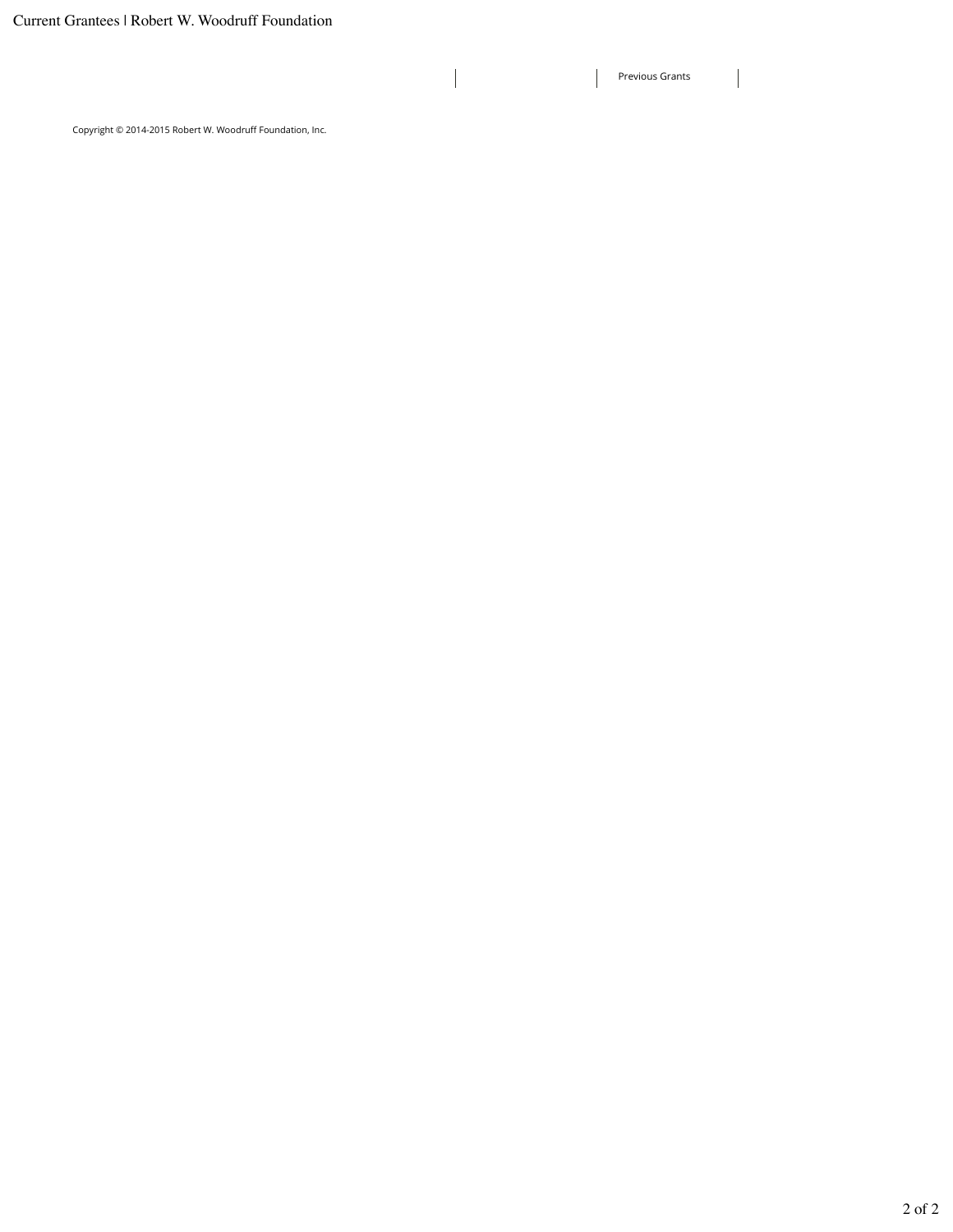Previous Grants

Copyright © 2014-2015 Robert W. Woodruff Foundation, Inc.